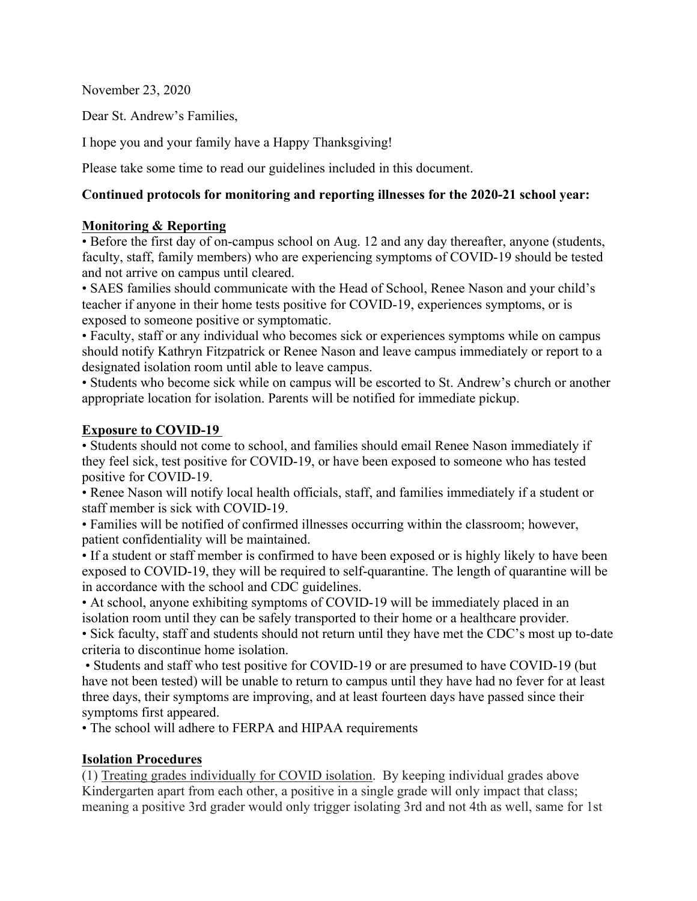November 23, 2020

Dear St. Andrew's Families,

I hope you and your family have a Happy Thanksgiving!

Please take some time to read our guidelines included in this document.

**Continued protocols for monitoring and reporting illnesses for the 2020-21 school year:**

**Monitoring & Reporting**

- Before the first day of on-campus school on Aug. 12 and any day thereafter, anyone (students, faculty, staff, family members) who are experiencing symptoms of COVID-19 should be tested and not arrive on campus until cleared.
- SAES families should communicate with the Head of School, Renee Nason and your child's teacher if anyone in their home tests positive for COVID-19, experiences symptoms, or is exposed to someone positive or symptomatic.
- Faculty, staff or any individual who becomes sick or experiences symptoms while on campus should notify Kathryn Fitzpatrick or Renee Nason and leave campus immediately or report to a designated isolation room until able to leave campus.
- Students who become sick while on campus will be escorted to St. Andrew's church or another appropriate location for isolation. Parents will be notified for immediate pickup.

**Exposure to COVID-19**

- Students should not come to school, and families should email Renee Nason immediately if they feel sick, test positive for COVID-19, or have been exposed to someone who has tested positive for COVID-19.
- Renee Nason will notify local health officials, staff, and families immediately if a student or staff member is sick with COVID-19.
- Families will be notified of confirmed illnesses occurring within the classroom; however, patient confidentiality will be maintained.
- If a student or staff member is confirmed to have been exposed or is highly likely to have been exposed to COVID-19, they will be required to self-quarantine. The length of quarantine will be in accordance with the school and CDC guidelines.
- At school, anyone exhibiting symptoms of COVID-19 will be immediately placed in an isolation room until they can be safely transported to their home or a healthcare provider.
- Sick faculty, staff and students should not return until they have met the CDC's most up to-date criteria to discontinue home isolation.
- Students and staff who test positive for COVID-19 or are presumed to have COVID-19 (but have not been tested) will be unable to return to campus until they have had no fever for at least three days, their symptoms are improving, and at least fourteen days have passed since their symptoms first appeared.
- The school will adhere to FERPA and HIPAA requirements

**Isolation Procedures**

(1) Treating grades individually for COVID isolation. By keeping individual grades above Kindergarten apart from each other, a positive in a single grade will only impact that class; meaning a positive 3rd grader would only trigger isolating 3rd and not 4th as well, same for 1st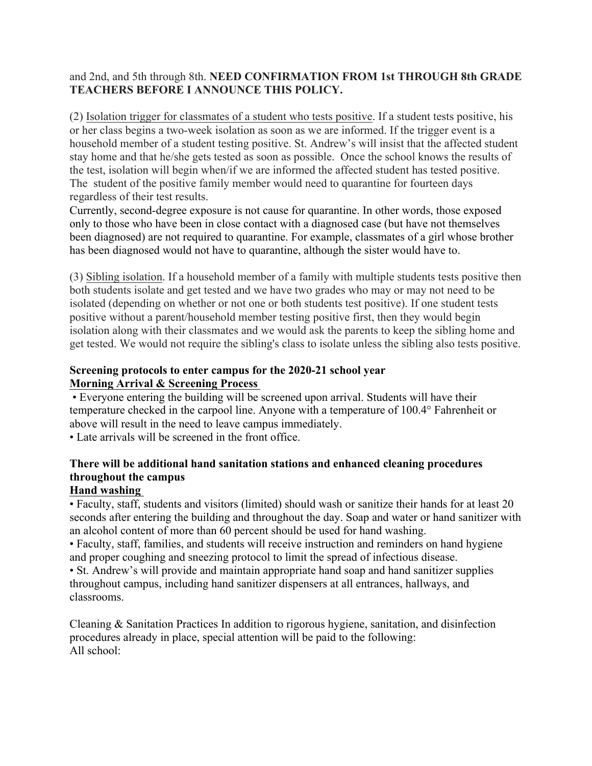and 2nd, and 5th through 8th. **NEED CONFIRMATION FROM 1st THROUGH 8th GRADE TEACHERS BEFORE I ANNOUNCE THIS POLICY.**

(2) Isolation trigger for classmates of a student who tests positive. If a student tests positive, his or her class begins a two-week isolation as soon as we are informed. If the trigger event is a household member of a student testing positive. St. Andrew's will insist that the affected student stay home and that he/she gets tested as soon as possible. Once the school knows the results of the test, isolation will begin when/if we are informed the affected student has tested positive. The student of the positive family member would need to quarantine for fourteen days regardless of their test results.

Currently, second-degree exposure is not cause for quarantine. In other words, those exposed only to those who have been in close contact with a diagnosed case (but have not themselves been diagnosed) are not required to quarantine. For example, classmates of a girl whose brother has been diagnosed would not have to quarantine, although the sister would have to.

(3) Sibling isolation. If a household member of a family with multiple students tests positive then both students isolate and get tested and we have two grades who may or may not need to be isolated (depending on whether or not one or both students test positive). If one student tests positive without a parent/household member testing positive first, then they would begin isolation along with their classmates and we would ask the parents to keep the sibling home and get tested. We would not require the sibling's class to isolate unless the sibling also tests positive.

**Screening protocols to enter campus for the 2020-21 school year**

**Morning Arrival & Screening Process**

- Everyone entering the building will be screened upon arrival. Students will have their temperature checked in the carpool line. Anyone with a temperature of 100.4° Fahrenheit or above will result in the need to leave campus immediately.
- Late arrivals will be screened in the front office.

**There will be additional hand sanitation stations and enhanced cleaning procedures throughout the campus**

**Hand washing**

- Faculty, staff, students and visitors (limited) should wash or sanitize their hands for at least 20 seconds after entering the building and throughout the day. Soap and water or hand sanitizer with an alcohol content of more than 60 percent should be used for hand washing.
- Faculty, staff, families, and students will receive instruction and reminders on hand hygiene and proper coughing and sneezing protocol to limit the spread of infectious disease.
- St. Andrew's will provide and maintain appropriate hand soap and hand sanitizer supplies throughout campus, including hand sanitizer dispensers at all entrances, hallways, and classrooms.

Cleaning & Sanitation Practices In addition to rigorous hygiene, sanitation, and disinfection procedures already in place, special attention will be paid to the following:

All school: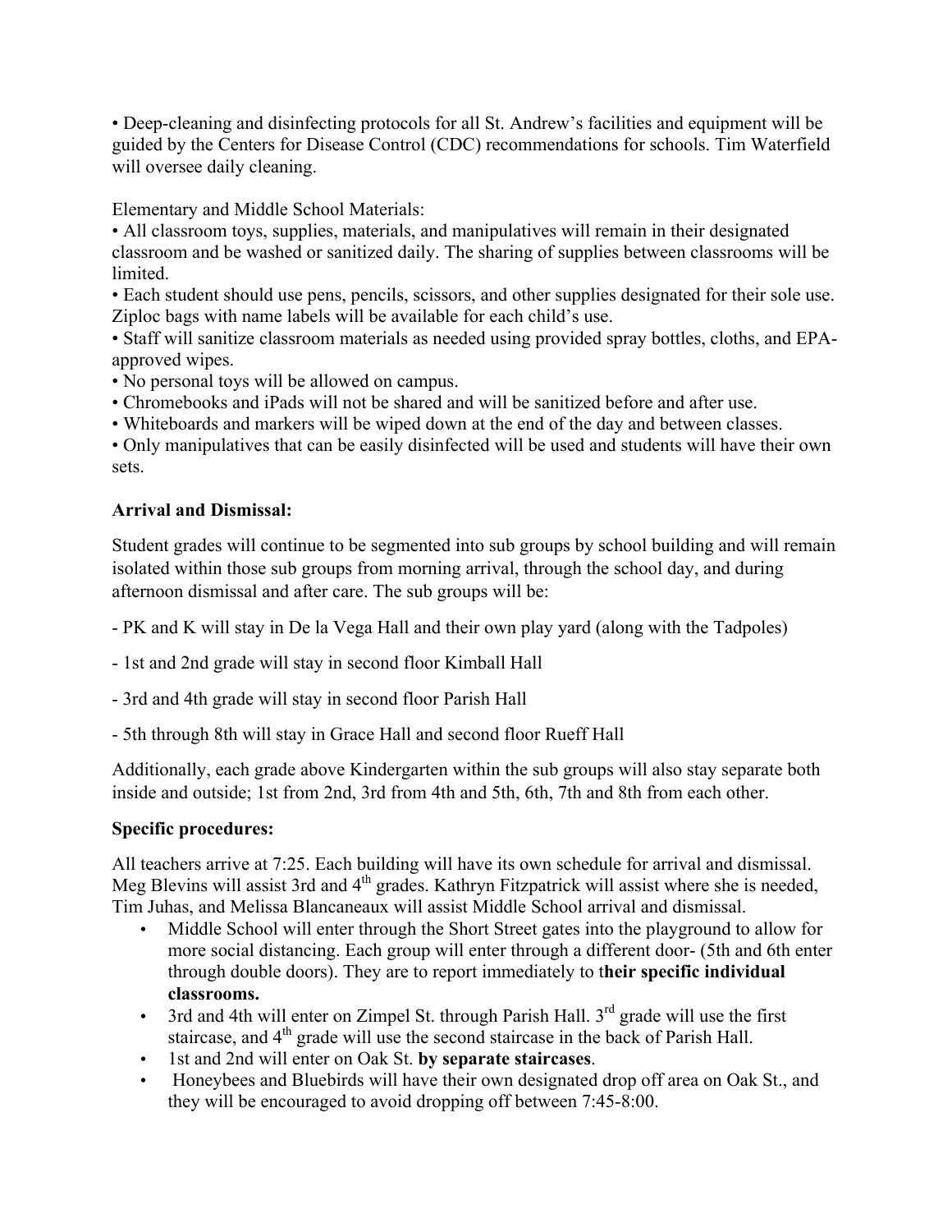• Deep-cleaning and disinfecting protocols for all St. Andrew's facilities and equipment will be guided by the Centers for Disease Control (CDC) recommendations for schools. Tim Waterfield will oversee daily cleaning.

Elementary and Middle School Materials:

• All classroom toys, supplies, materials, and manipulatives will remain in their designated classroom and be washed or sanitized daily. The sharing of supplies between classrooms will be limited.

• Each student should use pens, pencils, scissors, and other supplies designated for their sole use. Ziploc bags with name labels will be available for each child's use.

• Staff will sanitize classroom materials as needed using provided spray bottles, cloths, and EPA-approved wipes.

• No personal toys will be allowed on campus.

• Chromebooks and iPads will not be shared and will be sanitized before and after use.

• Whiteboards and markers will be wiped down at the end of the day and between classes.

• Only manipulatives that can be easily disinfected will be used and students will have their own sets.

**Arrival and Dismissal:**

Student grades will continue to be segmented into sub groups by school building and will remain isolated within those sub groups from morning arrival, through the school day, and during afternoon dismissal and after care. The sub groups will be:

- PK and K will stay in De la Vega Hall and their own play yard (along with the Tadpoles)

- 1st and 2nd grade will stay in second floor Kimball Hall

- 3rd and 4th grade will stay in second floor Parish Hall

- 5th through 8th will stay in Grace Hall and second floor Rueff Hall

Additionally, each grade above Kindergarten within the sub groups will also stay separate both inside and outside; 1st from 2nd, 3rd from 4th and 5th, 6th, 7th and 8th from each other.

**Specific procedures:**

All teachers arrive at 7:25. Each building will have its own schedule for arrival and dismissal. Meg Blevins will assist 3rd and 4th grades. Kathryn Fitzpatrick will assist where she is needed, Tim Juhas, and Melissa Blancaneaux will assist Middle School arrival and dismissal.

- Middle School will enter through the Short Street gates into the playground to allow for more social distancing. Each group will enter through a different door- (5th and 6th enter through double doors). They are to report immediately to t**heir specific individual classrooms.**
- 3rd and 4th will enter on Zimpel St. through Parish Hall. 3rd grade will use the first staircase, and 4th grade will use the second staircase in the back of Parish Hall.
- 1st and 2nd will enter on Oak St. **by separate staircases**.
- Honeybees and Bluebirds will have their own designated drop off area on Oak St., and they will be encouraged to avoid dropping off between 7:45-8:00.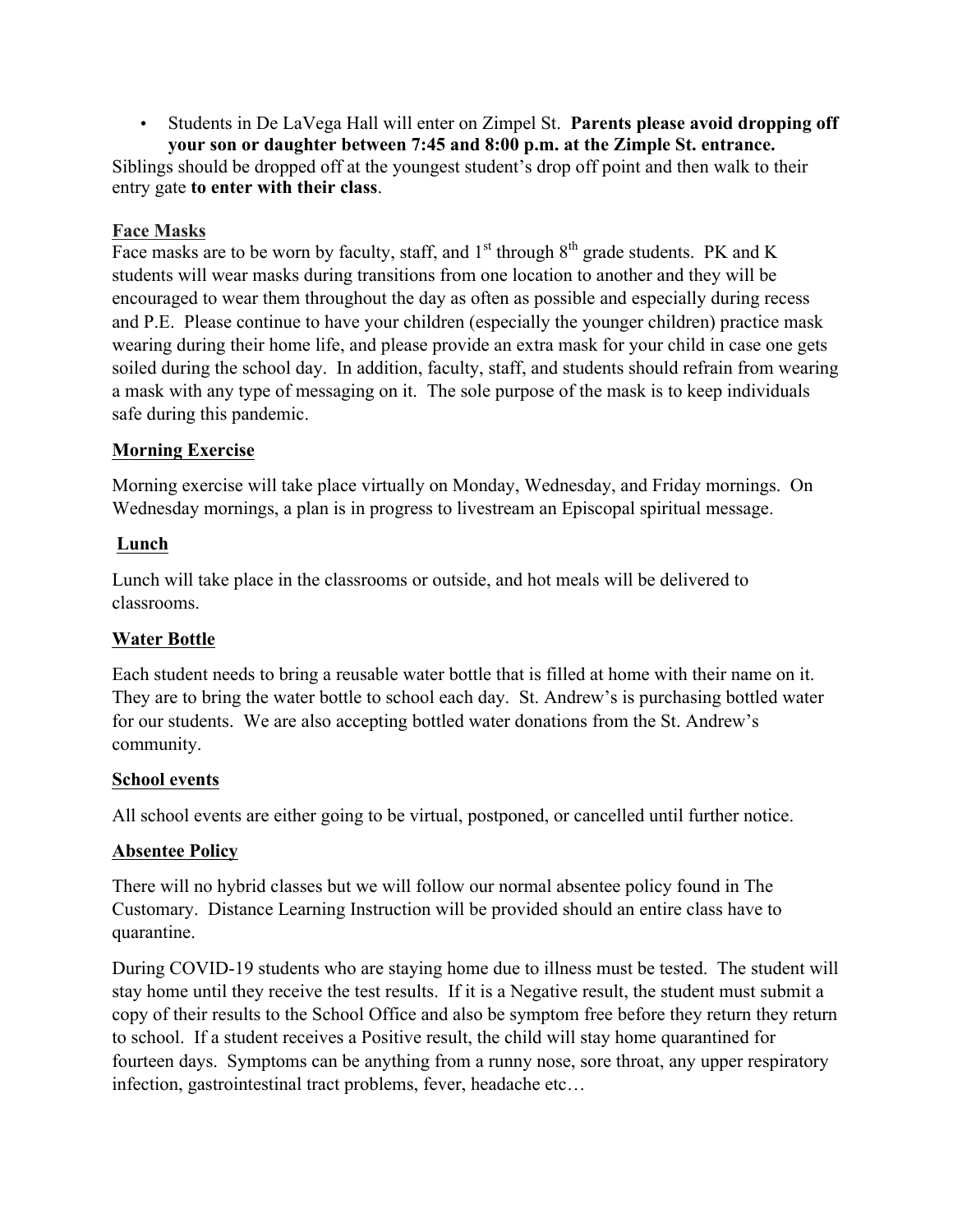- Students in De LaVega Hall will enter on Zimpel St. **Parents please avoid dropping off your son or daughter between 7:45 and 8:00 p.m. at the Zimple St. entrance.**

Siblings should be dropped off at the youngest student's drop off point and then walk to their entry gate **to enter with their class**.

## Face Masks

Face masks are to be worn by faculty, staff, and 1st through 8th grade students. PK and K students will wear masks during transitions from one location to another and they will be encouraged to wear them throughout the day as often as possible and especially during recess and P.E. Please continue to have your children (especially the younger children) practice mask wearing during their home life, and please provide an extra mask for your child in case one gets soiled during the school day. In addition, faculty, staff, and students should refrain from wearing a mask with any type of messaging on it. The sole purpose of the mask is to keep individuals safe during this pandemic.

## Morning Exercise

Morning exercise will take place virtually on Monday, Wednesday, and Friday mornings. On Wednesday mornings, a plan is in progress to livestream an Episcopal spiritual message.

## Lunch

Lunch will take place in the classrooms or outside, and hot meals will be delivered to classrooms.

## Water Bottle

Each student needs to bring a reusable water bottle that is filled at home with their name on it. They are to bring the water bottle to school each day. St. Andrew's is purchasing bottled water for our students. We are also accepting bottled water donations from the St. Andrew's community.

## School events

All school events are either going to be virtual, postponed, or cancelled until further notice.

## Absentee Policy

There will no hybrid classes but we will follow our normal absentee policy found in The Customary. Distance Learning Instruction will be provided should an entire class have to quarantine.

During COVID-19 students who are staying home due to illness must be tested. The student will stay home until they receive the test results. If it is a Negative result, the student must submit a copy of their results to the School Office and also be symptom free before they return they return to school. If a student receives a Positive result, the child will stay home quarantined for fourteen days. Symptoms can be anything from a runny nose, sore throat, any upper respiratory infection, gastrointestinal tract problems, fever, headache etc…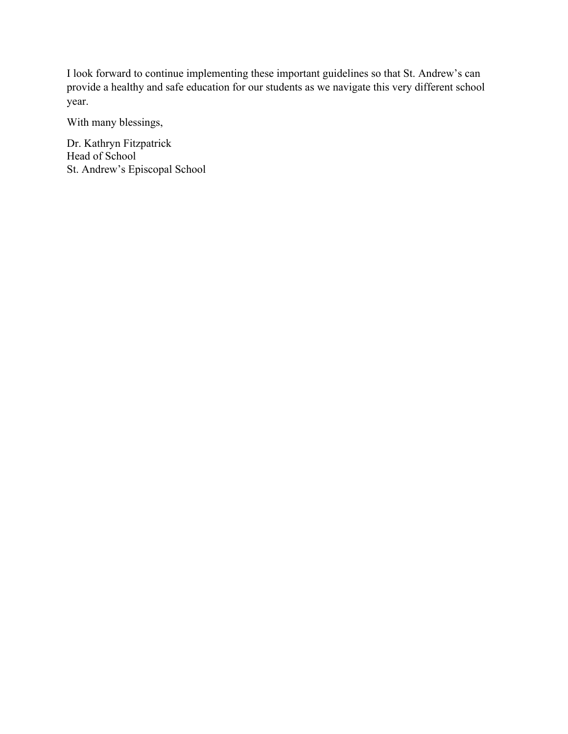I look forward to continue implementing these important guidelines so that St. Andrew's can provide a healthy and safe education for our students as we navigate this very different school year.

With many blessings,

Dr. Kathryn Fitzpatrick
Head of School
St. Andrew's Episcopal School